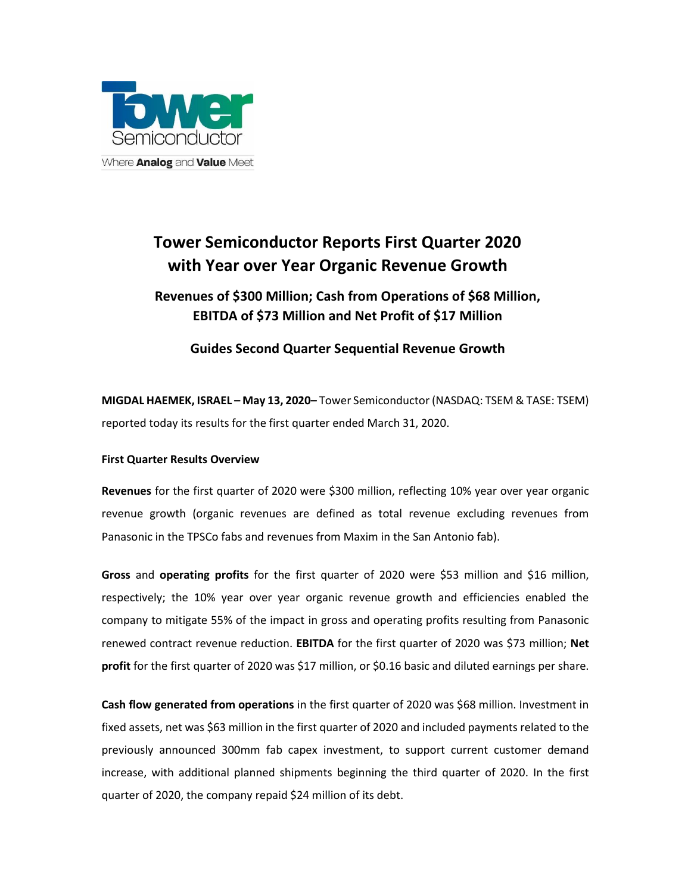Tower Semiconductor

Where **Analog** and **Value** Meet

# Tower Semiconductor Reports First Quarter 2020 with Year over Year Organic Revenue Growth

## Revenues of $300 Million; Cash from Operations of $68 Million, EBITDA of $73 Million and Net Profit of $17 Million

## Guides Second Quarter Sequential Revenue Growth

**MIGDAL HAEMEK, ISRAEL – May 13, 2020–** Tower Semiconductor (NASDAQ: TSEM & TASE: TSEM) reported today its results for the first quarter ended March 31, 2020.

**First Quarter Results Overview**

**Revenues** for the first quarter of 2020 were $300 million, reflecting 10% year over year organic revenue growth (organic revenues are defined as total revenue excluding revenues from Panasonic in the TPSCo fabs and revenues from Maxim in the San Antonio fab).

**Gross** and **operating profits** for the first quarter of 2020 were $53 million and $16 million, respectively; the 10% year over year organic revenue growth and efficiencies enabled the company to mitigate 55% of the impact in gross and operating profits resulting from Panasonic renewed contract revenue reduction. **EBITDA** for the first quarter of 2020 was $73 million; **Net profit** for the first quarter of 2020 was $17 million, or $0.16 basic and diluted earnings per share.

**Cash flow generated from operations** in the first quarter of 2020 was $68 million. Investment in fixed assets, net was $63 million in the first quarter of 2020 and included payments related to the previously announced 300mm fab capex investment, to support current customer demand increase, with additional planned shipments beginning the third quarter of 2020. In the first quarter of 2020, the company repaid $24 million of its debt.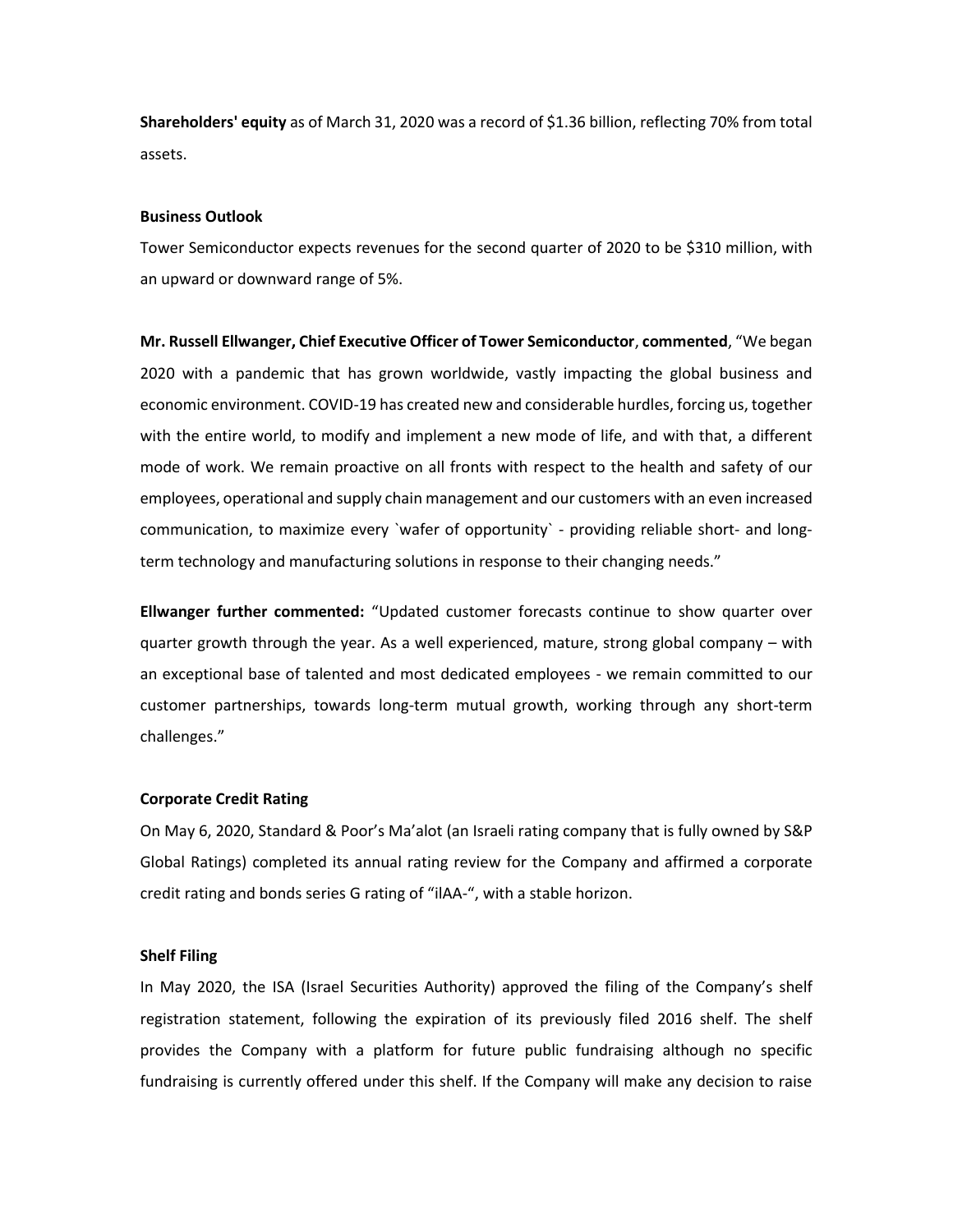**Shareholders' equity** as of March 31, 2020 was a record of $1.36 billion, reflecting 70% from total assets.

**Business Outlook**

Tower Semiconductor expects revenues for the second quarter of 2020 to be $310 million, with an upward or downward range of 5%.

**Mr. Russell Ellwanger, Chief Executive Officer of Tower Semiconductor**, **commented**, "We began 2020 with a pandemic that has grown worldwide, vastly impacting the global business and economic environment. COVID-19 has created new and considerable hurdles, forcing us, together with the entire world, to modify and implement a new mode of life, and with that, a different mode of work. We remain proactive on all fronts with respect to the health and safety of our employees, operational and supply chain management and our customers with an even increased communication, to maximize every `wafer of opportunity` - providing reliable short- and long-term technology and manufacturing solutions in response to their changing needs."

**Ellwanger further commented:** "Updated customer forecasts continue to show quarter over quarter growth through the year. As a well experienced, mature, strong global company – with an exceptional base of talented and most dedicated employees - we remain committed to our customer partnerships, towards long-term mutual growth, working through any short-term challenges."

**Corporate Credit Rating**

On May 6, 2020, Standard & Poor's Ma'alot (an Israeli rating company that is fully owned by S&P Global Ratings) completed its annual rating review for the Company and affirmed a corporate credit rating and bonds series G rating of "ilAA-", with a stable horizon.

**Shelf Filing**

In May 2020, the ISA (Israel Securities Authority) approved the filing of the Company's shelf registration statement, following the expiration of its previously filed 2016 shelf. The shelf provides the Company with a platform for future public fundraising although no specific fundraising is currently offered under this shelf. If the Company will make any decision to raise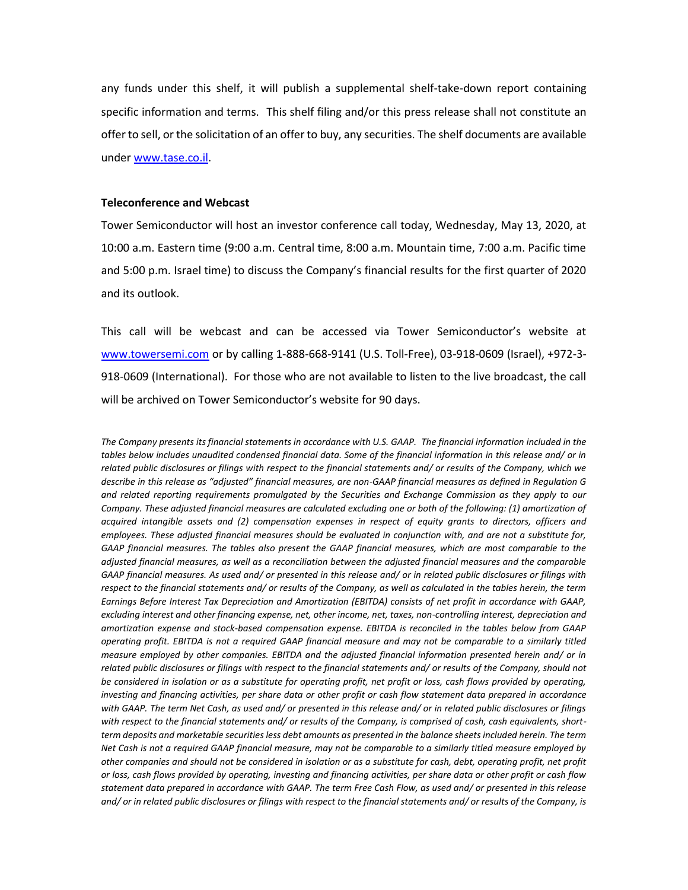any funds under this shelf, it will publish a supplemental shelf-take-down report containing specific information and terms. This shelf filing and/or this press release shall not constitute an offer to sell, or the solicitation of an offer to buy, any securities. The shelf documents are available under [www.tase.co.il](http://www.tase.co.il).

**Teleconference and Webcast**

Tower Semiconductor will host an investor conference call today, Wednesday, May 13, 2020, at 10:00 a.m. Eastern time (9:00 a.m. Central time, 8:00 a.m. Mountain time, 7:00 a.m. Pacific time and 5:00 p.m. Israel time) to discuss the Company's financial results for the first quarter of 2020 and its outlook.

This call will be webcast and can be accessed via Tower Semiconductor's website at [www.towersemi.com](http://www.towersemi.com) or by calling 1-888-668-9141 (U.S. Toll-Free), 03-918-0609 (Israel), +972-3-918-0609 (International). For those who are not available to listen to the live broadcast, the call will be archived on Tower Semiconductor's website for 90 days.

*The Company presents its financial statements in accordance with U.S. GAAP. The financial information included in the tables below includes unaudited condensed financial data. Some of the financial information in this release and/ or in related public disclosures or filings with respect to the financial statements and/ or results of the Company, which we describe in this release as "adjusted" financial measures, are non-GAAP financial measures as defined in Regulation G and related reporting requirements promulgated by the Securities and Exchange Commission as they apply to our Company. These adjusted financial measures are calculated excluding one or both of the following: (1) amortization of acquired intangible assets and (2) compensation expenses in respect of equity grants to directors, officers and employees. These adjusted financial measures should be evaluated in conjunction with, and are not a substitute for, GAAP financial measures. The tables also present the GAAP financial measures, which are most comparable to the adjusted financial measures, as well as a reconciliation between the adjusted financial measures and the comparable GAAP financial measures. As used and/ or presented in this release and/ or in related public disclosures or filings with respect to the financial statements and/ or results of the Company, as well as calculated in the tables herein, the term Earnings Before Interest Tax Depreciation and Amortization (EBITDA) consists of net profit in accordance with GAAP, excluding interest and other financing expense, net, other income, net, taxes, non-controlling interest, depreciation and amortization expense and stock-based compensation expense. EBITDA is reconciled in the tables below from GAAP operating profit. EBITDA is not a required GAAP financial measure and may not be comparable to a similarly titled measure employed by other companies. EBITDA and the adjusted financial information presented herein and/ or in related public disclosures or filings with respect to the financial statements and/ or results of the Company, should not be considered in isolation or as a substitute for operating profit, net profit or loss, cash flows provided by operating, investing and financing activities, per share data or other profit or cash flow statement data prepared in accordance with GAAP. The term Net Cash, as used and/ or presented in this release and/ or in related public disclosures or filings with respect to the financial statements and/ or results of the Company, is comprised of cash, cash equivalents, short-term deposits and marketable securities less debt amounts as presented in the balance sheets included herein. The term Net Cash is not a required GAAP financial measure, may not be comparable to a similarly titled measure employed by other companies and should not be considered in isolation or as a substitute for cash, debt, operating profit, net profit or loss, cash flows provided by operating, investing and financing activities, per share data or other profit or cash flow statement data prepared in accordance with GAAP. The term Free Cash Flow, as used and/ or presented in this release and/ or in related public disclosures or filings with respect to the financial statements and/ or results of the Company, is*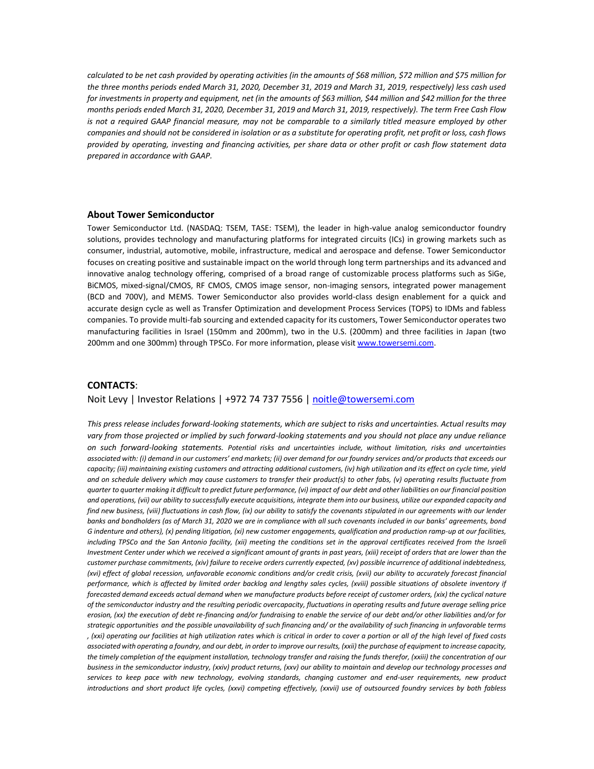*calculated to be net cash provided by operating activities (in the amounts of $68 million, $72 million and $75 million for the three months periods ended March 31, 2020, December 31, 2019 and March 31, 2019, respectively) less cash used for investments in property and equipment, net (in the amounts of $63 million, $44 million and $42 million for the three months periods ended March 31, 2020, December 31, 2019 and March 31, 2019, respectively). The term Free Cash Flow is not a required GAAP financial measure, may not be comparable to a similarly titled measure employed by other companies and should not be considered in isolation or as a substitute for operating profit, net profit or loss, cash flows provided by operating, investing and financing activities, per share data or other profit or cash flow statement data prepared in accordance with GAAP.*

## About Tower Semiconductor

Tower Semiconductor Ltd. (NASDAQ: TSEM, TASE: TSEM), the leader in high-value analog semiconductor foundry solutions, provides technology and manufacturing platforms for integrated circuits (ICs) in growing markets such as consumer, industrial, automotive, mobile, infrastructure, medical and aerospace and defense. Tower Semiconductor focuses on creating positive and sustainable impact on the world through long term partnerships and its advanced and innovative analog technology offering, comprised of a broad range of customizable process platforms such as SiGe, BiCMOS, mixed-signal/CMOS, RF CMOS, CMOS image sensor, non-imaging sensors, integrated power management (BCD and 700V), and MEMS. Tower Semiconductor also provides world-class design enablement for a quick and accurate design cycle as well as Transfer Optimization and development Process Services (TOPS) to IDMs and fabless companies. To provide multi-fab sourcing and extended capacity for its customers, Tower Semiconductor operates two manufacturing facilities in Israel (150mm and 200mm), two in the U.S. (200mm) and three facilities in Japan (two 200mm and one 300mm) through TPSCo. For more information, please visit [www.towersemi.com](http://www.towersemi.com).

## CONTACTS:

Noit Levy | Investor Relations | +972 74 737 7556 | [noitle@towersemi.com](mailto:noitle@towersemi.com)

*This press release includes forward-looking statements, which are subject to risks and uncertainties. Actual results may vary from those projected or implied by such forward-looking statements and you should not place any undue reliance on such forward-looking statements. Potential risks and uncertainties include, without limitation, risks and uncertainties associated with: (i) demand in our customers' end markets; (ii) over demand for our foundry services and/or products that exceeds our capacity; (iii) maintaining existing customers and attracting additional customers, (iv) high utilization and its effect on cycle time, yield and on schedule delivery which may cause customers to transfer their product(s) to other fabs, (v) operating results fluctuate from quarter to quarter making it difficult to predict future performance, (vi) impact of our debt and other liabilities on our financial position and operations, (vii) our ability to successfully execute acquisitions, integrate them into our business, utilize our expanded capacity and find new business, (viii) fluctuations in cash flow, (ix) our ability to satisfy the covenants stipulated in our agreements with our lender banks and bondholders (as of March 31, 2020 we are in compliance with all such covenants included in our banks' agreements, bond G indenture and others), (x) pending litigation, (xi) new customer engagements, qualification and production ramp-up at our facilities, including TPSCo and the San Antonio facility, (xii) meeting the conditions set in the approval certificates received from the Israeli Investment Center under which we received a significant amount of grants in past years, (xiii) receipt of orders that are lower than the customer purchase commitments, (xiv) failure to receive orders currently expected, (xv) possible incurrence of additional indebtedness, (xvi) effect of global recession, unfavorable economic conditions and/or credit crisis, (xvii) our ability to accurately forecast financial performance, which is affected by limited order backlog and lengthy sales cycles, (xviii) possible situations of obsolete inventory if forecasted demand exceeds actual demand when we manufacture products before receipt of customer orders, (xix) the cyclical nature of the semiconductor industry and the resulting periodic overcapacity, fluctuations in operating results and future average selling price erosion, (xx) the execution of debt re-financing and/or fundraising to enable the service of our debt and/or other liabilities and/or for strategic opportunities and the possible unavailability of such financing and/ or the availability of such financing in unfavorable terms , (xxi) operating our facilities at high utilization rates which is critical in order to cover a portion or all of the high level of fixed costs associated with operating a foundry, and our debt, in order to improve our results, (xxii) the purchase of equipment to increase capacity, the timely completion of the equipment installation, technology transfer and raising the funds therefor, (xxiii) the concentration of our business in the semiconductor industry, (xxiv) product returns, (xxv) our ability to maintain and develop our technology processes and services to keep pace with new technology, evolving standards, changing customer and end-user requirements, new product introductions and short product life cycles, (xxvi) competing effectively, (xxvii) use of outsourced foundry services by both fabless*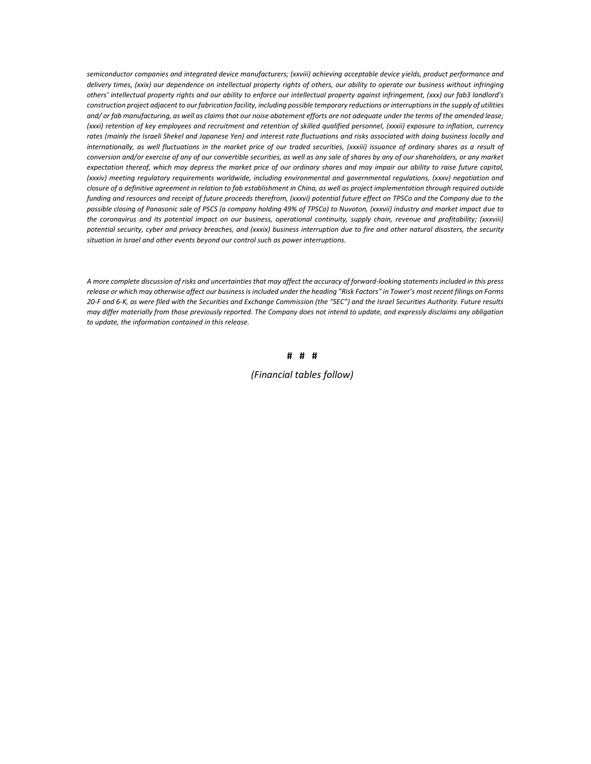*semiconductor companies and integrated device manufacturers; (xxviii) achieving acceptable device yields, product performance and delivery times, (xxix) our dependence on intellectual property rights of others, our ability to operate our business without infringing others' intellectual property rights and our ability to enforce our intellectual property against infringement, (xxx) our fab3 landlord's construction project adjacent to our fabrication facility, including possible temporary reductions or interruptions in the supply of utilities and/ or fab manufacturing, as well as claims that our noise abatement efforts are not adequate under the terms of the amended lease; (xxxi) retention of key employees and recruitment and retention of skilled qualified personnel, (xxxii) exposure to inflation, currency rates (mainly the Israeli Shekel and Japanese Yen) and interest rate fluctuations and risks associated with doing business locally and internationally, as well fluctuations in the market price of our traded securities, (xxxiii) issuance of ordinary shares as a result of conversion and/or exercise of any of our convertible securities, as well as any sale of shares by any of our shareholders, or any market expectation thereof, which may depress the market price of our ordinary shares and may impair our ability to raise future capital, (xxxiv) meeting regulatory requirements worldwide, including environmental and governmental regulations, (xxxv) negotiation and closure of a definitive agreement in relation to fab establishment in China, as well as project implementation through required outside funding and resources and receipt of future proceeds therefrom, (xxxvi) potential future effect on TPSCo and the Company due to the possible closing of Panasonic sale of PSCS (a company holding 49% of TPSCo) to Nuvoton, (xxxvii) industry and market impact due to the coronavirus and its potential impact on our business, operational continuity, supply chain, revenue and profitability; (xxxviii) potential security, cyber and privacy breaches, and (xxxix) business interruption due to fire and other natural disasters, the security situation in Israel and other events beyond our control such as power interruptions.*

*A more complete discussion of risks and uncertainties that may affect the accuracy of forward-looking statements included in this press release or which may otherwise affect our business is included under the heading "Risk Factors" in Tower's most recent filings on Forms 20-F and 6-K, as were filed with the Securities and Exchange Commission (the "SEC") and the Israel Securities Authority. Future results may differ materially from those previously reported. The Company does not intend to update, and expressly disclaims any obligation to update, the information contained in this release.*

**# # #**

*(Financial tables follow)*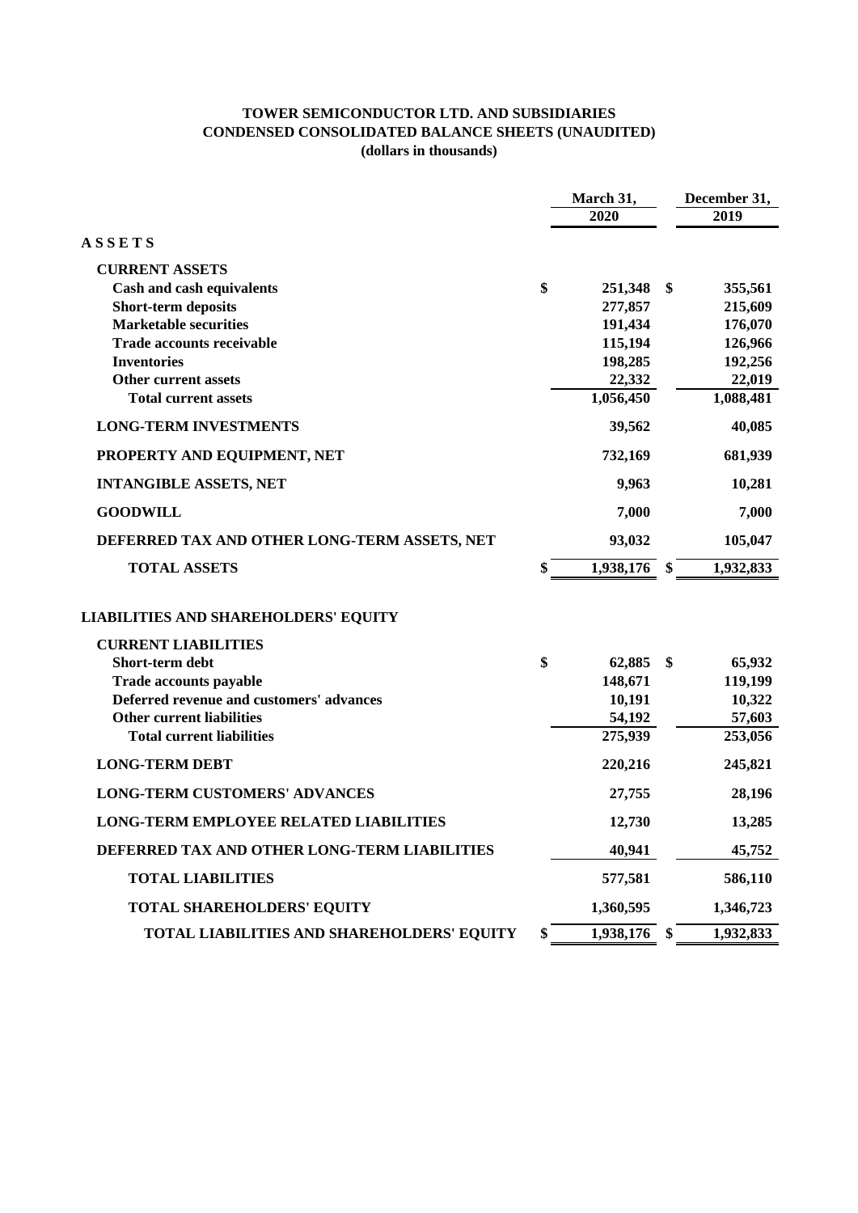# TOWER SEMICONDUCTOR LTD. AND SUBSIDIARIES
## CONDENSED CONSOLIDATED BALANCE SHEETS (UNAUDITED)
### (dollars in thousands)

| | March 31, 2020 | December 31, 2019 |
|---|---|---|
| **A S S E T S** | | |
| **CURRENT ASSETS** | | |
| Cash and cash equivalents | $ 251,348 | $ 355,561 |
| Short-term deposits | 277,857 | 215,609 |
| Marketable securities | 191,434 | 176,070 |
| Trade accounts receivable | 115,194 | 126,966 |
| Inventories | 198,285 | 192,256 |
| Other current assets | 22,332 | 22,019 |
| Total current assets | 1,056,450 | 1,088,481 |
| **LONG-TERM INVESTMENTS** | 39,562 | 40,085 |
| **PROPERTY AND EQUIPMENT, NET** | 732,169 | 681,939 |
| **INTANGIBLE ASSETS, NET** | 9,963 | 10,281 |
| **GOODWILL** | 7,000 | 7,000 |
| **DEFERRED TAX AND OTHER LONG-TERM ASSETS, NET** | 93,032 | 105,047 |
| **TOTAL ASSETS** | $ 1,938,176 | $ 1,932,833 |
| **LIABILITIES AND SHAREHOLDERS' EQUITY** | | |
| **CURRENT LIABILITIES** | | |
| Short-term debt | $ 62,885 | $ 65,932 |
| Trade accounts payable | 148,671 | 119,199 |
| Deferred revenue and customers' advances | 10,191 | 10,322 |
| Other current liabilities | 54,192 | 57,603 |
| Total current liabilities | 275,939 | 253,056 |
| **LONG-TERM DEBT** | 220,216 | 245,821 |
| **LONG-TERM CUSTOMERS' ADVANCES** | 27,755 | 28,196 |
| **LONG-TERM EMPLOYEE RELATED LIABILITIES** | 12,730 | 13,285 |
| **DEFERRED TAX AND OTHER LONG-TERM LIABILITIES** | 40,941 | 45,752 |
| **TOTAL LIABILITIES** | 577,581 | 586,110 |
| **TOTAL SHAREHOLDERS' EQUITY** | 1,360,595 | 1,346,723 |
| **TOTAL LIABILITIES AND SHAREHOLDERS' EQUITY** | $ 1,938,176 | $ 1,932,833 |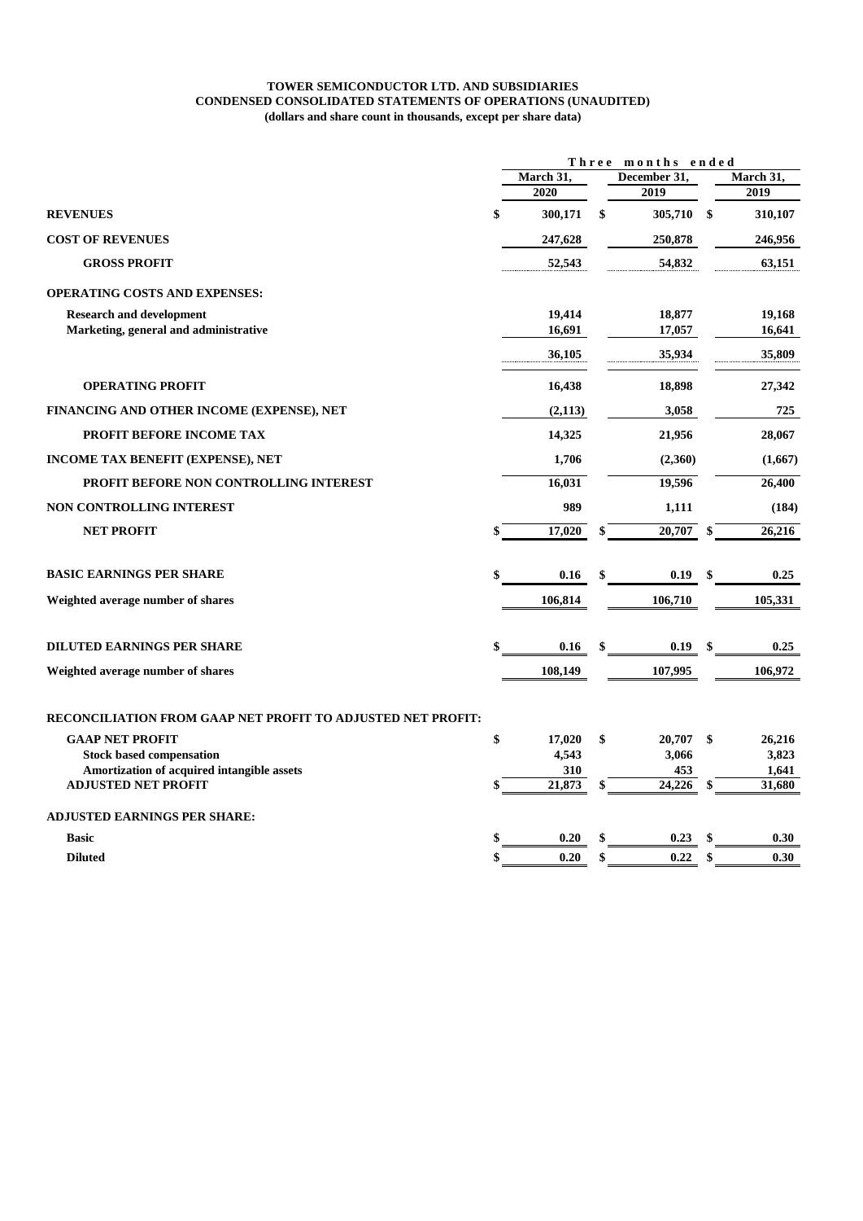**TOWER SEMICONDUCTOR LTD. AND SUBSIDIARIES**
**CONDENSED CONSOLIDATED STATEMENTS OF OPERATIONS (UNAUDITED)**
**(dollars and share count in thousands, except per share data)**

| | Three months ended | | |
|---|---|---|---|
| | March 31, 2020 | December 31, 2019 | March 31, 2019 |
| **REVENUES** | $ 300,171 | $ 305,710 | $ 310,107 |
| **COST OF REVENUES** | 247,628 | 250,878 | 246,956 |
| **GROSS PROFIT** | 52,543 | 54,832 | 63,151 |
| **OPERATING COSTS AND EXPENSES:** | | | |
| Research and development | 19,414 | 18,877 | 19,168 |
| Marketing, general and administrative | 16,691 | 17,057 | 16,641 |
| | 36,105 | 35,934 | 35,809 |
| **OPERATING PROFIT** | 16,438 | 18,898 | 27,342 |
| **FINANCING AND OTHER INCOME (EXPENSE), NET** | (2,113) | 3,058 | 725 |
| **PROFIT BEFORE INCOME TAX** | 14,325 | 21,956 | 28,067 |
| **INCOME TAX BENEFIT (EXPENSE), NET** | 1,706 | (2,360) | (1,667) |
| **PROFIT BEFORE NON CONTROLLING INTEREST** | 16,031 | 19,596 | 26,400 |
| **NON CONTROLLING INTEREST** | 989 | 1,111 | (184) |
| **NET PROFIT** | $ 17,020 | $ 20,707 | $ 26,216 |
| **BASIC EARNINGS PER SHARE** | $ 0.16 | $ 0.19 | $ 0.25 |
| Weighted average number of shares | 106,814 | 106,710 | 105,331 |
| **DILUTED EARNINGS PER SHARE** | $ 0.16 | $ 0.19 | $ 0.25 |
| Weighted average number of shares | 108,149 | 107,995 | 106,972 |
| **RECONCILIATION FROM GAAP NET PROFIT TO ADJUSTED NET PROFIT:** | | | |
| GAAP NET PROFIT | $ 17,020 | $ 20,707 | $ 26,216 |
| Stock based compensation | 4,543 | 3,066 | 3,823 |
| Amortization of acquired intangible assets | 310 | 453 | 1,641 |
| ADJUSTED NET PROFIT | $ 21,873 | $ 24,226 | $ 31,680 |
| **ADJUSTED EARNINGS PER SHARE:** | | | |
| Basic | $ 0.20 | $ 0.23 | $ 0.30 |
| Diluted | $ 0.20 | $ 0.22 | $ 0.30 |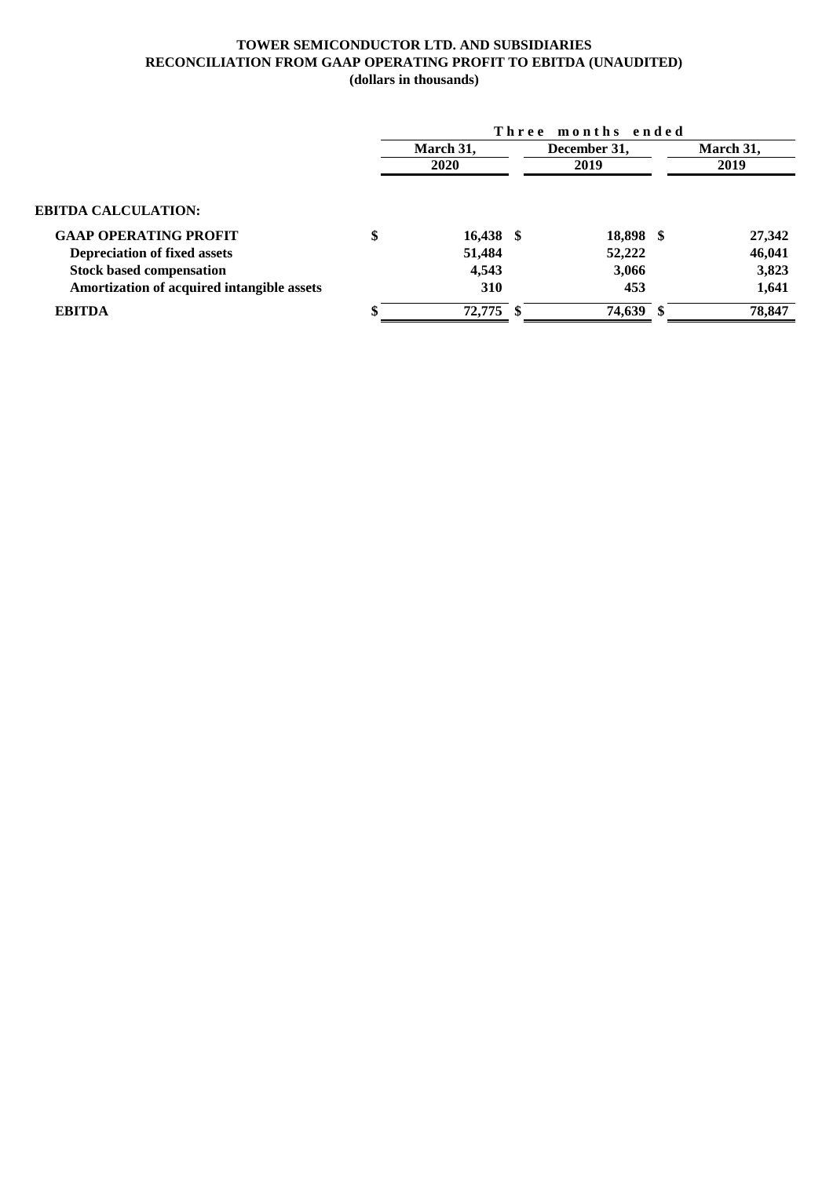**TOWER SEMICONDUCTOR LTD. AND SUBSIDIARIES**
**RECONCILIATION FROM GAAP OPERATING PROFIT TO EBITDA (UNAUDITED)**
**(dollars in thousands)**

| | Three months ended | | |
|---|---|---|---|
| | March 31, 2020 | December 31, 2019 | March 31, 2019 |
| **EBITDA CALCULATION:** | | | |
| **GAAP OPERATING PROFIT** | $ 16,438 | $ 18,898 | $ 27,342 |
| **Depreciation of fixed assets** | 51,484 | 52,222 | 46,041 |
| **Stock based compensation** | 4,543 | 3,066 | 3,823 |
| **Amortization of acquired intangible assets** | 310 | 453 | 1,641 |
| **EBITDA** | $ 72,775 | $ 74,639 | $ 78,847 |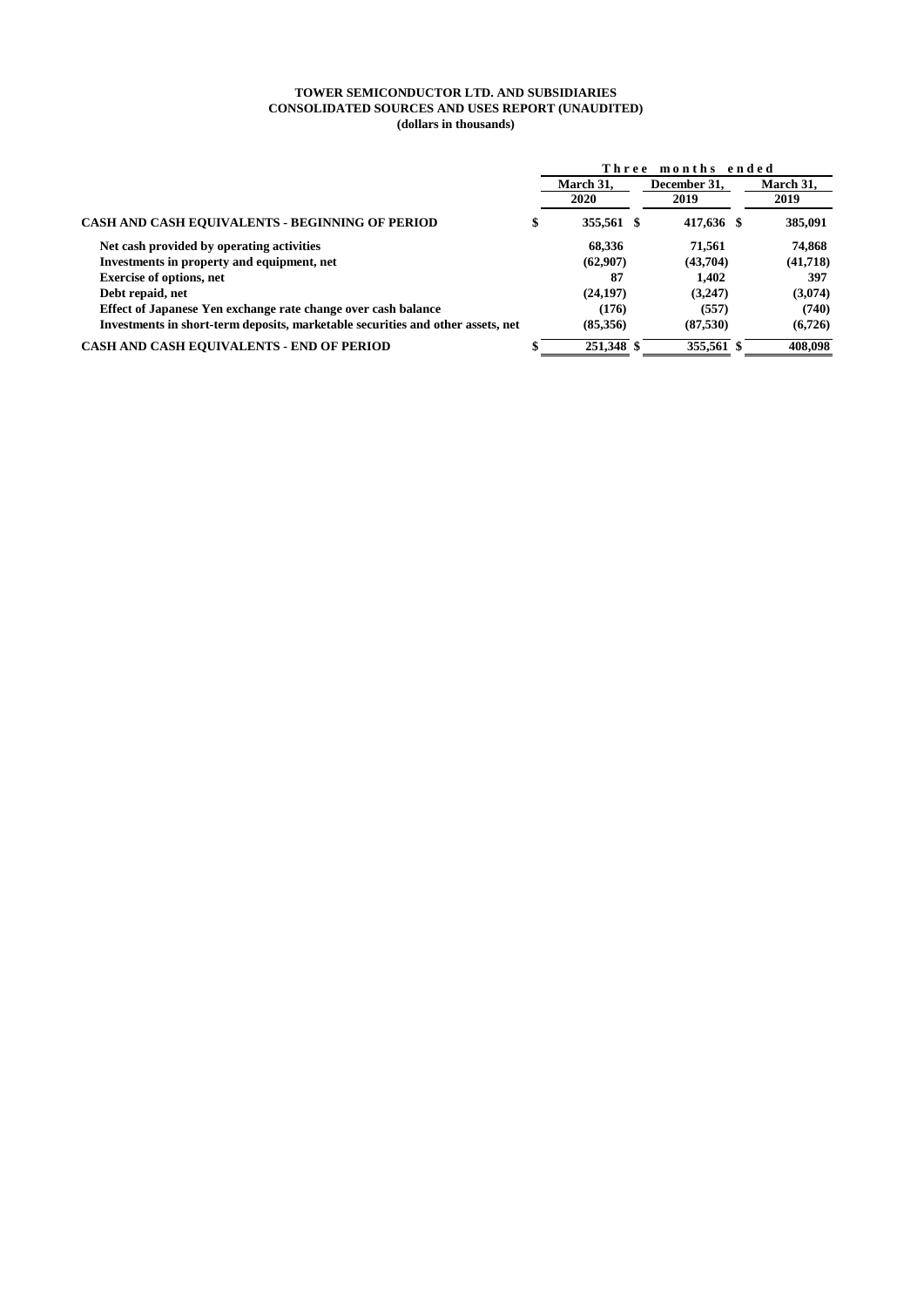**TOWER SEMICONDUCTOR LTD. AND SUBSIDIARIES**
**CONSOLIDATED SOURCES AND USES REPORT (UNAUDITED)**
**(dollars in thousands)**

| | Three months ended | | |
|---|---|---|---|
| | March 31, 2020 | December 31, 2019 | March 31, 2019 |
| **CASH AND CASH EQUIVALENTS - BEGINNING OF PERIOD** | $ 355,561 | $ 417,636 | $ 385,091 |
| Net cash provided by operating activities | 68,336 | 71,561 | 74,868 |
| Investments in property and equipment, net | (62,907) | (43,704) | (41,718) |
| Exercise of options, net | 87 | 1,402 | 397 |
| Debt repaid, net | (24,197) | (3,247) | (3,074) |
| Effect of Japanese Yen exchange rate change over cash balance | (176) | (557) | (740) |
| Investments in short-term deposits, marketable securities and other assets, net | (85,356) | (87,530) | (6,726) |
| **CASH AND CASH EQUIVALENTS - END OF PERIOD** | $ 251,348 | $ 355,561 | $ 408,098 |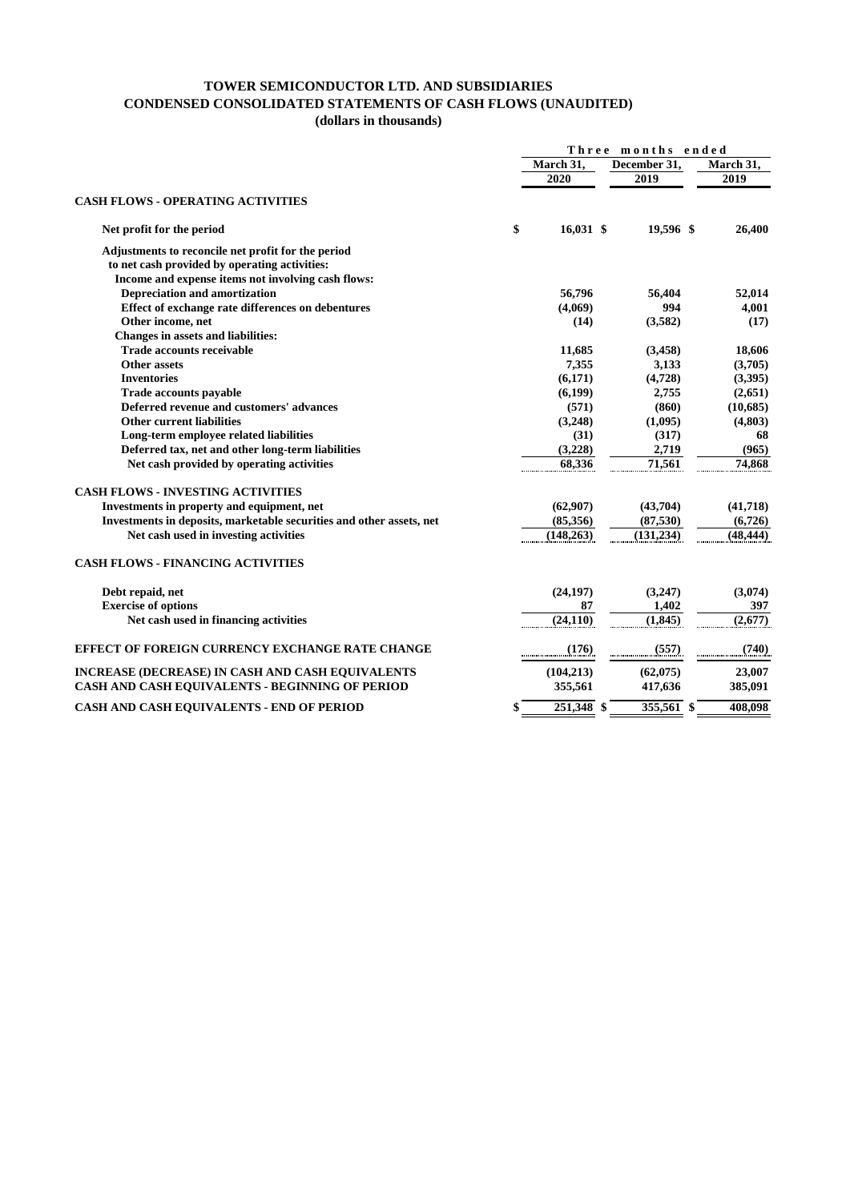# TOWER SEMICONDUCTOR LTD. AND SUBSIDIARIES
## CONDENSED CONSOLIDATED STATEMENTS OF CASH FLOWS (UNAUDITED)
### (dollars in thousands)

| | Three months ended | | |
|---|---|---|---|
| | March 31, 2020 | December 31, 2019 | March 31, 2019 |
| **CASH FLOWS - OPERATING ACTIVITIES** | | | |
| Net profit for the period | $ 16,031 | $ 19,596 | $ 26,400 |
| Adjustments to reconcile net profit for the period to net cash provided by operating activities: | | | |
| Income and expense items not involving cash flows: | | | |
| Depreciation and amortization | 56,796 | 56,404 | 52,014 |
| Effect of exchange rate differences on debentures | (4,069) | 994 | 4,001 |
| Other income, net | (14) | (3,582) | (17) |
| Changes in assets and liabilities: | | | |
| Trade accounts receivable | 11,685 | (3,458) | 18,606 |
| Other assets | 7,355 | 3,133 | (3,705) |
| Inventories | (6,171) | (4,728) | (3,395) |
| Trade accounts payable | (6,199) | 2,755 | (2,651) |
| Deferred revenue and customers' advances | (571) | (860) | (10,685) |
| Other current liabilities | (3,248) | (1,095) | (4,803) |
| Long-term employee related liabilities | (31) | (317) | 68 |
| Deferred tax, net and other long-term liabilities | (3,228) | 2,719 | (965) |
| Net cash provided by operating activities | 68,336 | 71,561 | 74,868 |
| **CASH FLOWS - INVESTING ACTIVITIES** | | | |
| Investments in property and equipment, net | (62,907) | (43,704) | (41,718) |
| Investments in deposits, marketable securities and other assets, net | (85,356) | (87,530) | (6,726) |
| Net cash used in investing activities | (148,263) | (131,234) | (48,444) |
| **CASH FLOWS - FINANCING ACTIVITIES** | | | |
| Debt repaid, net | (24,197) | (3,247) | (3,074) |
| Exercise of options | 87 | 1,402 | 397 |
| Net cash used in financing activities | (24,110) | (1,845) | (2,677) |
| **EFFECT OF FOREIGN CURRENCY EXCHANGE RATE CHANGE** | (176) | (557) | (740) |
| **INCREASE (DECREASE) IN CASH AND CASH EQUIVALENTS** | (104,213) | (62,075) | 23,007 |
| **CASH AND CASH EQUIVALENTS - BEGINNING OF PERIOD** | 355,561 | 417,636 | 385,091 |
| **CASH AND CASH EQUIVALENTS - END OF PERIOD** | $ 251,348 | $ 355,561 | $ 408,098 |